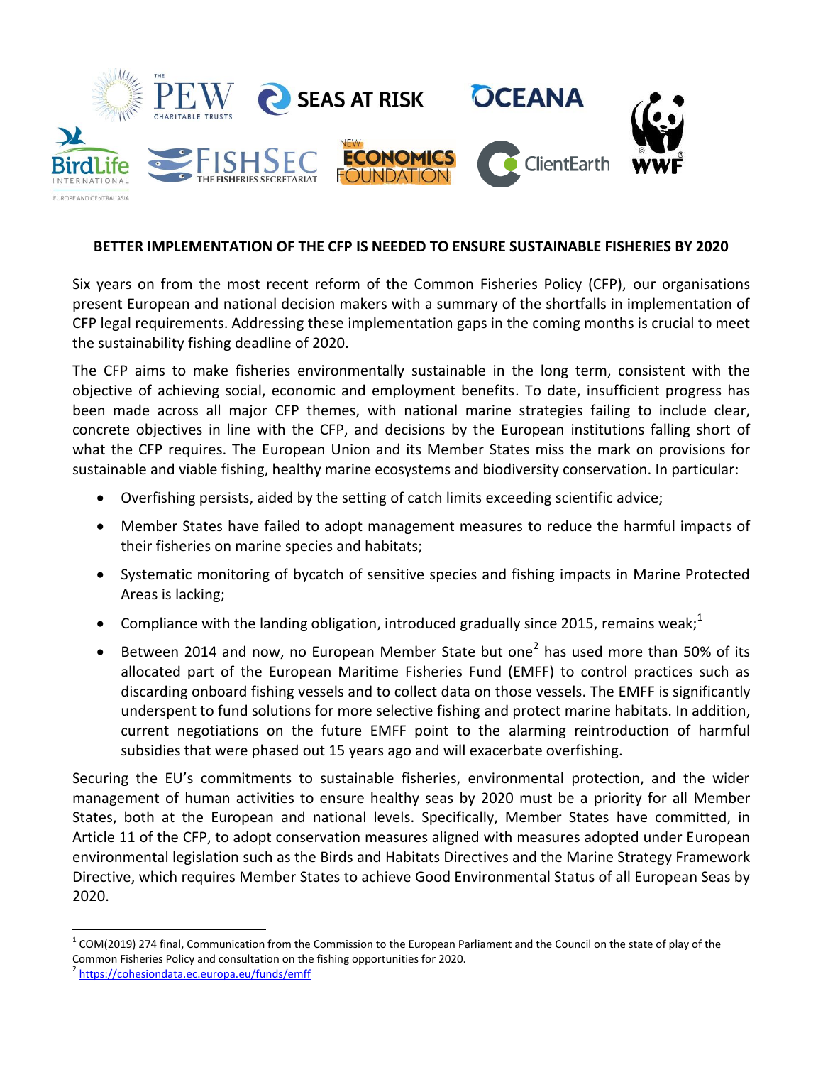# BETTER IMPLEMENTATION OF THE CFP IS NEEDED TO ENSURE SUSTAINABLE FISHERIES BY 2020

Six years on from the most recent reform of the Common Fisheries Policy (CFP), our organisations present European and national decision makers with a summary of the shortfalls in implementation of CFP legal requirements. Addressing these implementation gaps in the coming months is crucial to meet the sustainability fishing deadline of 2020.

The CFP aims to make fisheries environmentally sustainable in the long term, consistent with the objective of achieving social, economic and employment benefits. To date, insufficient progress has been made across all major CFP themes, with national marine strategies failing to include clear, concrete objectives in line with the CFP, and decisions by the European institutions falling short of what the CFP requires. The European Union and its Member States miss the mark on provisions for sustainable and viable fishing, healthy marine ecosystems and biodiversity conservation. In particular:

- Overfishing persists, aided by the setting of catch limits exceeding scientific advice;
- Member States have failed to adopt management measures to reduce the harmful impacts of their fisheries on marine species and habitats;
- Systematic monitoring of bycatch of sensitive species and fishing impacts in Marine Protected Areas is lacking;
- Compliance with the landing obligation, introduced gradually since 2015, remains weak;[1]
- Between 2014 and now, no European Member State but one[2] has used more than 50% of its allocated part of the European Maritime Fisheries Fund (EMFF) to control practices such as discarding onboard fishing vessels and to collect data on those vessels. The EMFF is significantly underspent to fund solutions for more selective fishing and protect marine habitats. In addition, current negotiations on the future EMFF point to the alarming reintroduction of harmful subsidies that were phased out 15 years ago and will exacerbate overfishing.

Securing the EU's commitments to sustainable fisheries, environmental protection, and the wider management of human activities to ensure healthy seas by 2020 must be a priority for all Member States, both at the European and national levels. Specifically, Member States have committed, in Article 11 of the CFP, to adopt conservation measures aligned with measures adopted under European environmental legislation such as the Birds and Habitats Directives and the Marine Strategy Framework Directive, which requires Member States to achieve Good Environmental Status of all European Seas by 2020.

---

[1] COM(2019) 274 final, Communication from the Commission to the European Parliament and the Council on the state of play of the Common Fisheries Policy and consultation on the fishing opportunities for 2020.

[2] https://cohesiondata.ec.europa.eu/funds/emff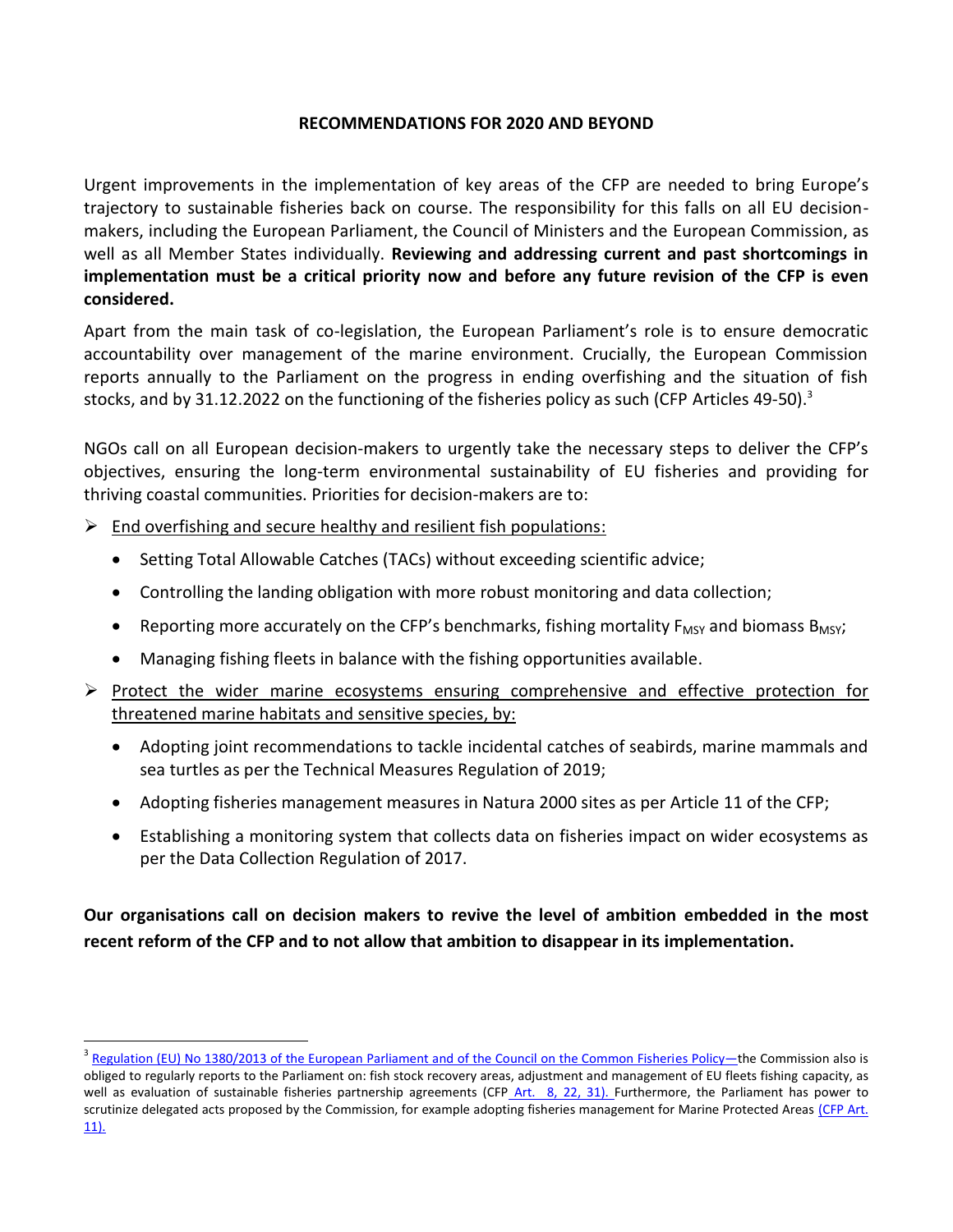## RECOMMENDATIONS FOR 2020 AND BEYOND

Urgent improvements in the implementation of key areas of the CFP are needed to bring Europe's trajectory to sustainable fisheries back on course. The responsibility for this falls on all EU decision-makers, including the European Parliament, the Council of Ministers and the European Commission, as well as all Member States individually. **Reviewing and addressing current and past shortcomings in implementation must be a critical priority now and before any future revision of the CFP is even considered.**

Apart from the main task of co-legislation, the European Parliament's role is to ensure democratic accountability over management of the marine environment. Crucially, the European Commission reports annually to the Parliament on the progress in ending overfishing and the situation of fish stocks, and by 31.12.2022 on the functioning of the fisheries policy as such (CFP Articles 49-50).[3]

NGOs call on all European decision-makers to urgently take the necessary steps to deliver the CFP's objectives, ensuring the long-term environmental sustainability of EU fisheries and providing for thriving coastal communities. Priorities for decision-makers are to:

- End overfishing and secure healthy and resilient fish populations:
  - Setting Total Allowable Catches (TACs) without exceeding scientific advice;
  - Controlling the landing obligation with more robust monitoring and data collection;
  - Reporting more accurately on the CFP's benchmarks, fishing mortality $F_{MSY}$ and biomass $B_{MSY}$;
  - Managing fishing fleets in balance with the fishing opportunities available.
- Protect the wider marine ecosystems ensuring comprehensive and effective protection for threatened marine habitats and sensitive species, by:
  - Adopting joint recommendations to tackle incidental catches of seabirds, marine mammals and sea turtles as per the Technical Measures Regulation of 2019;
  - Adopting fisheries management measures in Natura 2000 sites as per Article 11 of the CFP;
  - Establishing a monitoring system that collects data on fisheries impact on wider ecosystems as per the Data Collection Regulation of 2017.

**Our organisations call on decision makers to revive the level of ambition embedded in the most recent reform of the CFP and to not allow that ambition to disappear in its implementation.**

---

[3] Regulation (EU) No 1380/2013 of the European Parliament and of the Council on the Common Fisheries Policy—the Commission also is obliged to regularly reports to the Parliament on: fish stock recovery areas, adjustment and management of EU fleets fishing capacity, as well as evaluation of sustainable fisheries partnership agreements (CFP Art. 8, 22, 31). Furthermore, the Parliament has power to scrutinize delegated acts proposed by the Commission, for example adopting fisheries management for Marine Protected Areas (CFP Art. 11).